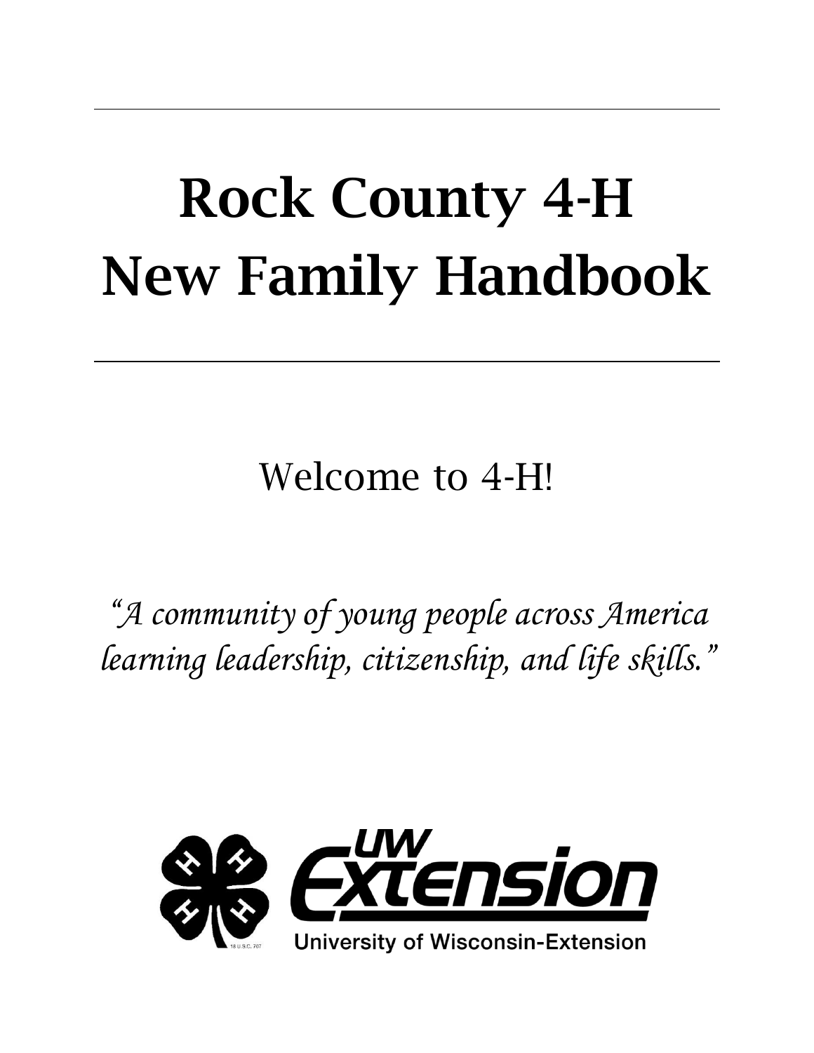# Rock County 4-H New Family Handbook

Welcome to 4-H!

*"A community of young people across America learning leadership, citizenship, and life skills."*

University of Wisconsin-Extension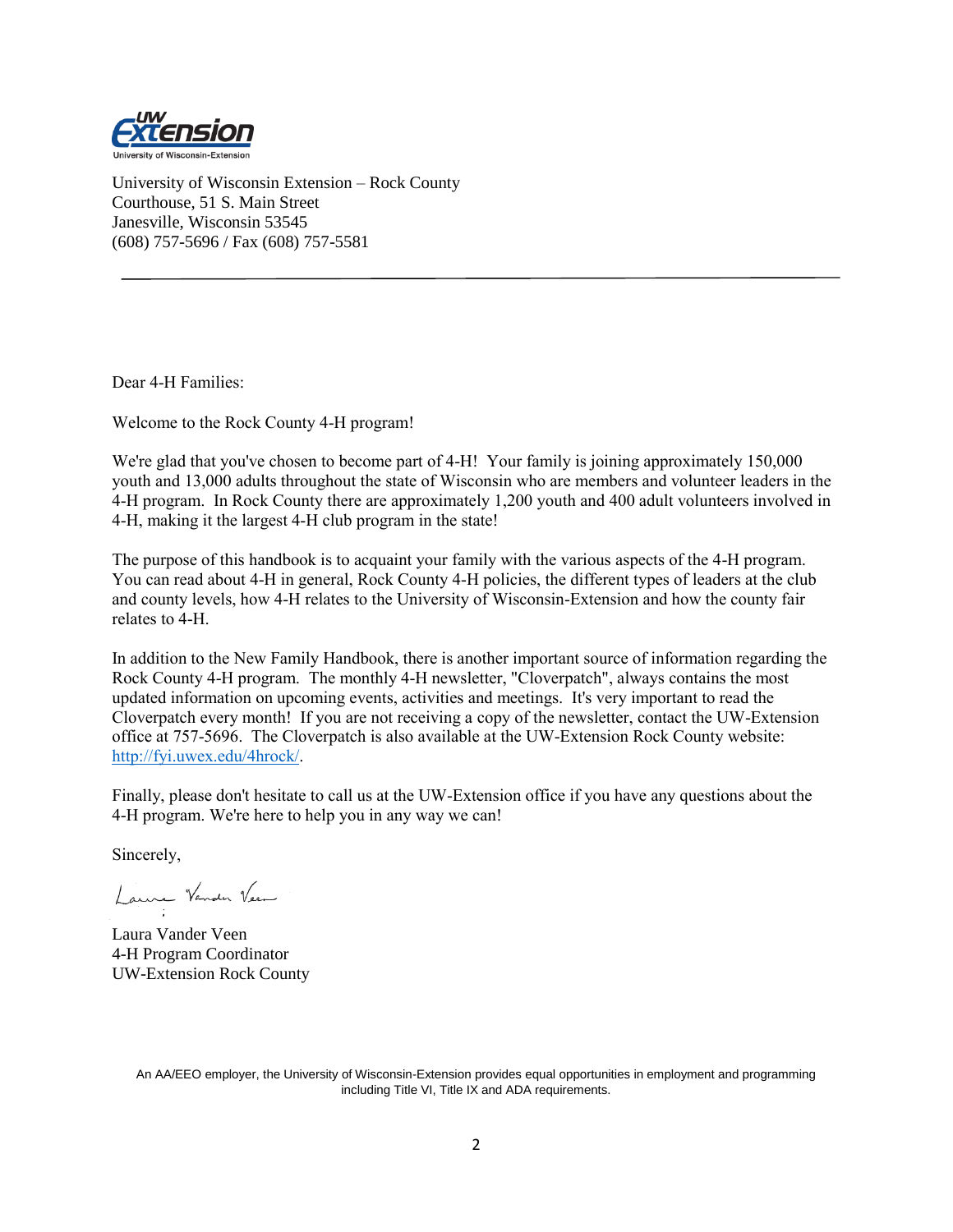University of Wisconsin Extension – Rock County
Courthouse, 51 S. Main Street
Janesville, Wisconsin 53545
(608) 757-5696 / Fax (608) 757-5581

---

Dear 4-H Families:

Welcome to the Rock County 4-H program!

We're glad that you've chosen to become part of 4-H! Your family is joining approximately 150,000 youth and 13,000 adults throughout the state of Wisconsin who are members and volunteer leaders in the 4-H program. In Rock County there are approximately 1,200 youth and 400 adult volunteers involved in 4-H, making it the largest 4-H club program in the state!

The purpose of this handbook is to acquaint your family with the various aspects of the 4-H program. You can read about 4-H in general, Rock County 4-H policies, the different types of leaders at the club and county levels, how 4-H relates to the University of Wisconsin-Extension and how the county fair relates to 4-H.

In addition to the New Family Handbook, there is another important source of information regarding the Rock County 4-H program. The monthly 4-H newsletter, "Cloverpatch", always contains the most updated information on upcoming events, activities and meetings. It's very important to read the Cloverpatch every month! If you are not receiving a copy of the newsletter, contact the UW-Extension office at 757-5696. The Cloverpatch is also available at the UW-Extension Rock County website: http://fyi.uwex.edu/4hrock/.

Finally, please don't hesitate to call us at the UW-Extension office if you have any questions about the 4-H program. We're here to help you in any way we can!

Sincerely,

Laura Vander Veen
4-H Program Coordinator
UW-Extension Rock County

An AA/EEO employer, the University of Wisconsin-Extension provides equal opportunities in employment and programming including Title VI, Title IX and ADA requirements.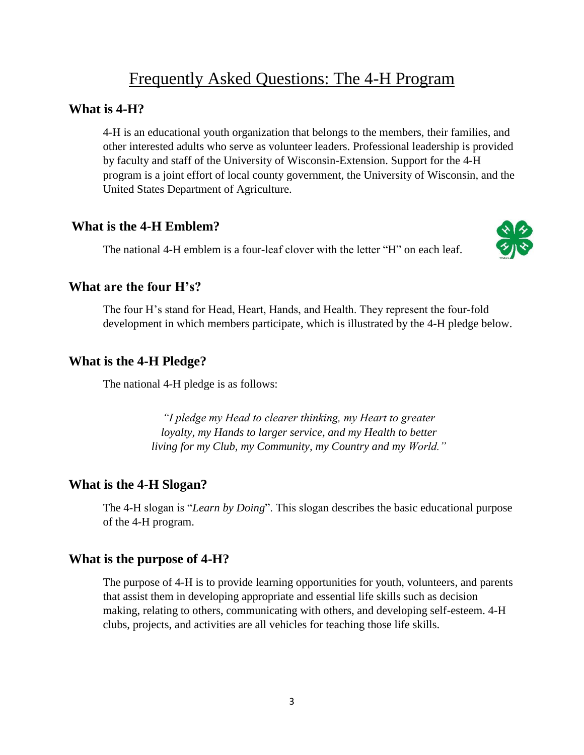# Frequently Asked Questions: The 4-H Program

## What is 4-H?

4-H is an educational youth organization that belongs to the members, their families, and other interested adults who serve as volunteer leaders. Professional leadership is provided by faculty and staff of the University of Wisconsin-Extension. Support for the 4-H program is a joint effort of local county government, the University of Wisconsin, and the United States Department of Agriculture.

## What is the 4-H Emblem?

The national 4-H emblem is a four-leaf clover with the letter "H" on each leaf.

## What are the four H's?

The four H's stand for Head, Heart, Hands, and Health. They represent the four-fold development in which members participate, which is illustrated by the 4-H pledge below.

## What is the 4-H Pledge?

The national 4-H pledge is as follows:

> *"I pledge my Head to clearer thinking, my Heart to greater loyalty, my Hands to larger service, and my Health to better living for my Club, my Community, my Country and my World."*

## What is the 4-H Slogan?

The 4-H slogan is "*Learn by Doing*". This slogan describes the basic educational purpose of the 4-H program.

## What is the purpose of 4-H?

The purpose of 4-H is to provide learning opportunities for youth, volunteers, and parents that assist them in developing appropriate and essential life skills such as decision making, relating to others, communicating with others, and developing self-esteem. 4-H clubs, projects, and activities are all vehicles for teaching those life skills.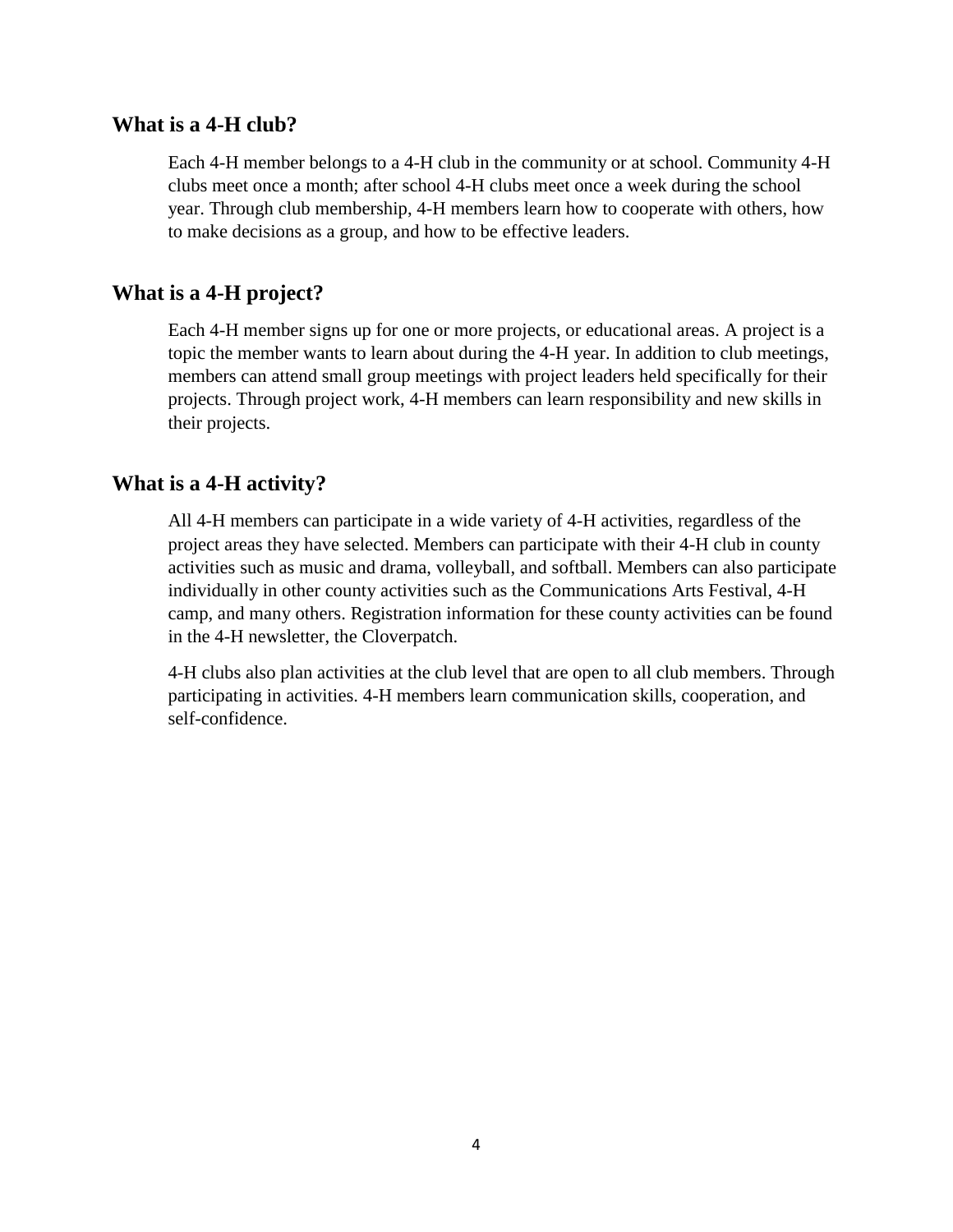## What is a 4-H club?

Each 4-H member belongs to a 4-H club in the community or at school. Community 4-H clubs meet once a month; after school 4-H clubs meet once a week during the school year. Through club membership, 4-H members learn how to cooperate with others, how to make decisions as a group, and how to be effective leaders.

## What is a 4-H project?

Each 4-H member signs up for one or more projects, or educational areas. A project is a topic the member wants to learn about during the 4-H year. In addition to club meetings, members can attend small group meetings with project leaders held specifically for their projects. Through project work, 4-H members can learn responsibility and new skills in their projects.

## What is a 4-H activity?

All 4-H members can participate in a wide variety of 4-H activities, regardless of the project areas they have selected. Members can participate with their 4-H club in county activities such as music and drama, volleyball, and softball. Members can also participate individually in other county activities such as the Communications Arts Festival, 4-H camp, and many others. Registration information for these county activities can be found in the 4-H newsletter, the Cloverpatch.

4-H clubs also plan activities at the club level that are open to all club members. Through participating in activities. 4-H members learn communication skills, cooperation, and self-confidence.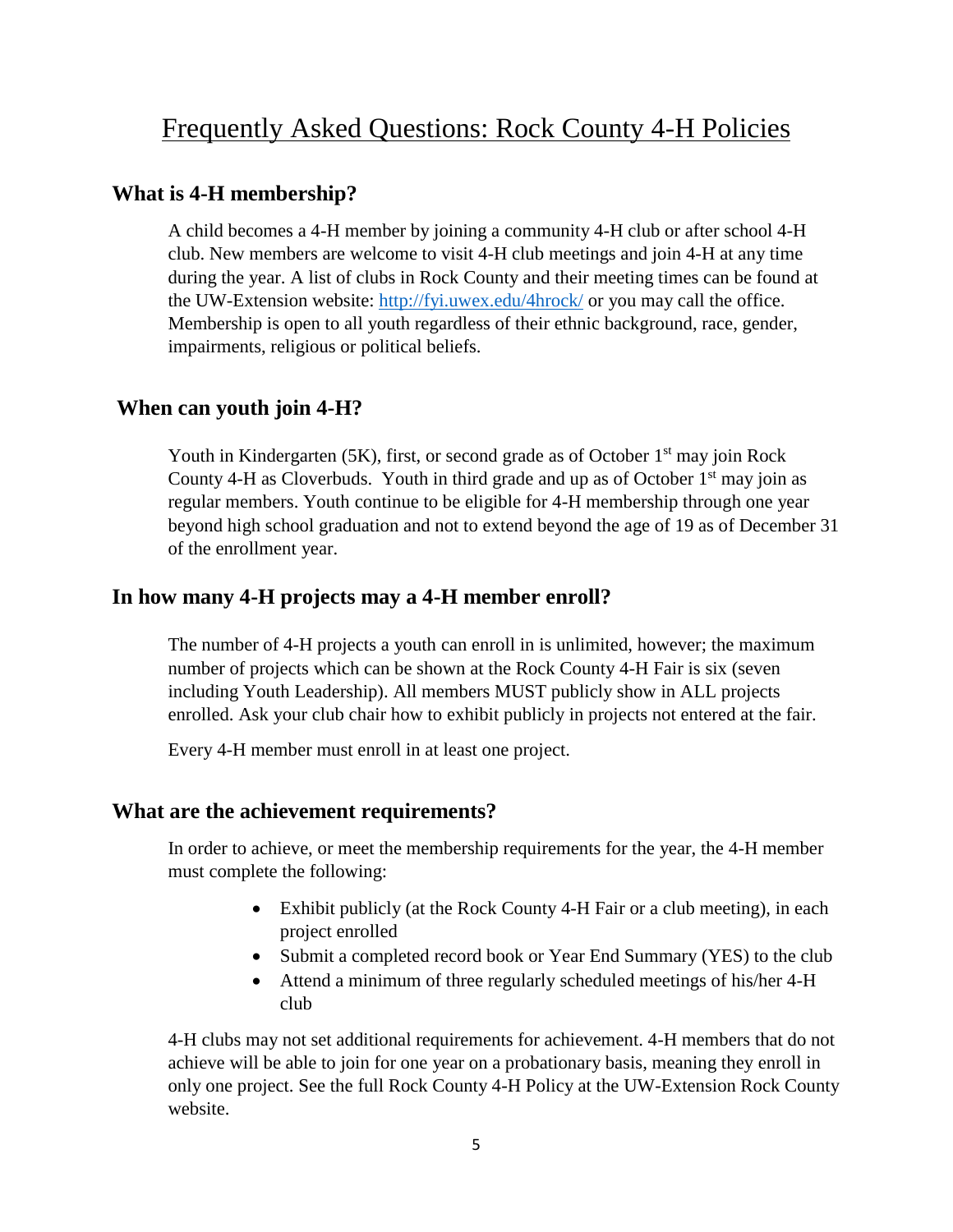# Frequently Asked Questions: Rock County 4-H Policies

## What is 4-H membership?

A child becomes a 4-H member by joining a community 4-H club or after school 4-H club. New members are welcome to visit 4-H club meetings and join 4-H at any time during the year. A list of clubs in Rock County and their meeting times can be found at the UW-Extension website: http://fyi.uwex.edu/4hrock/ or you may call the office. Membership is open to all youth regardless of their ethnic background, race, gender, impairments, religious or political beliefs.

## When can youth join 4-H?

Youth in Kindergarten (5K), first, or second grade as of October 1st may join Rock County 4-H as Cloverbuds. Youth in third grade and up as of October 1st may join as regular members. Youth continue to be eligible for 4-H membership through one year beyond high school graduation and not to extend beyond the age of 19 as of December 31 of the enrollment year.

## In how many 4-H projects may a 4-H member enroll?

The number of 4-H projects a youth can enroll in is unlimited, however; the maximum number of projects which can be shown at the Rock County 4-H Fair is six (seven including Youth Leadership). All members MUST publicly show in ALL projects enrolled. Ask your club chair how to exhibit publicly in projects not entered at the fair.

Every 4-H member must enroll in at least one project.

## What are the achievement requirements?

In order to achieve, or meet the membership requirements for the year, the 4-H member must complete the following:

- Exhibit publicly (at the Rock County 4-H Fair or a club meeting), in each project enrolled
- Submit a completed record book or Year End Summary (YES) to the club
- Attend a minimum of three regularly scheduled meetings of his/her 4-H club

4-H clubs may not set additional requirements for achievement. 4-H members that do not achieve will be able to join for one year on a probationary basis, meaning they enroll in only one project. See the full Rock County 4-H Policy at the UW-Extension Rock County website.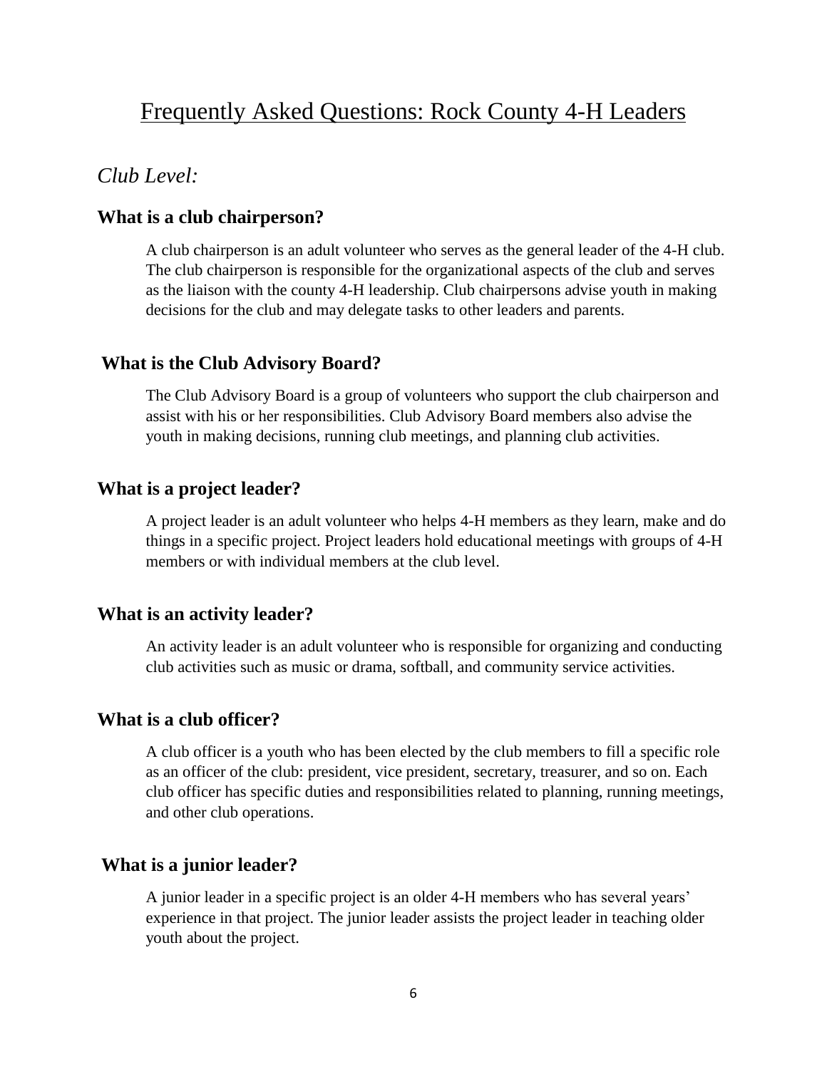# Frequently Asked Questions: Rock County 4-H Leaders

## *Club Level:*

### What is a club chairperson?

A club chairperson is an adult volunteer who serves as the general leader of the 4-H club. The club chairperson is responsible for the organizational aspects of the club and serves as the liaison with the county 4-H leadership. Club chairpersons advise youth in making decisions for the club and may delegate tasks to other leaders and parents.

### What is the Club Advisory Board?

The Club Advisory Board is a group of volunteers who support the club chairperson and assist with his or her responsibilities. Club Advisory Board members also advise the youth in making decisions, running club meetings, and planning club activities.

### What is a project leader?

A project leader is an adult volunteer who helps 4-H members as they learn, make and do things in a specific project. Project leaders hold educational meetings with groups of 4-H members or with individual members at the club level.

### What is an activity leader?

An activity leader is an adult volunteer who is responsible for organizing and conducting club activities such as music or drama, softball, and community service activities.

### What is a club officer?

A club officer is a youth who has been elected by the club members to fill a specific role as an officer of the club: president, vice president, secretary, treasurer, and so on. Each club officer has specific duties and responsibilities related to planning, running meetings, and other club operations.

### What is a junior leader?

A junior leader in a specific project is an older 4-H members who has several years' experience in that project. The junior leader assists the project leader in teaching older youth about the project.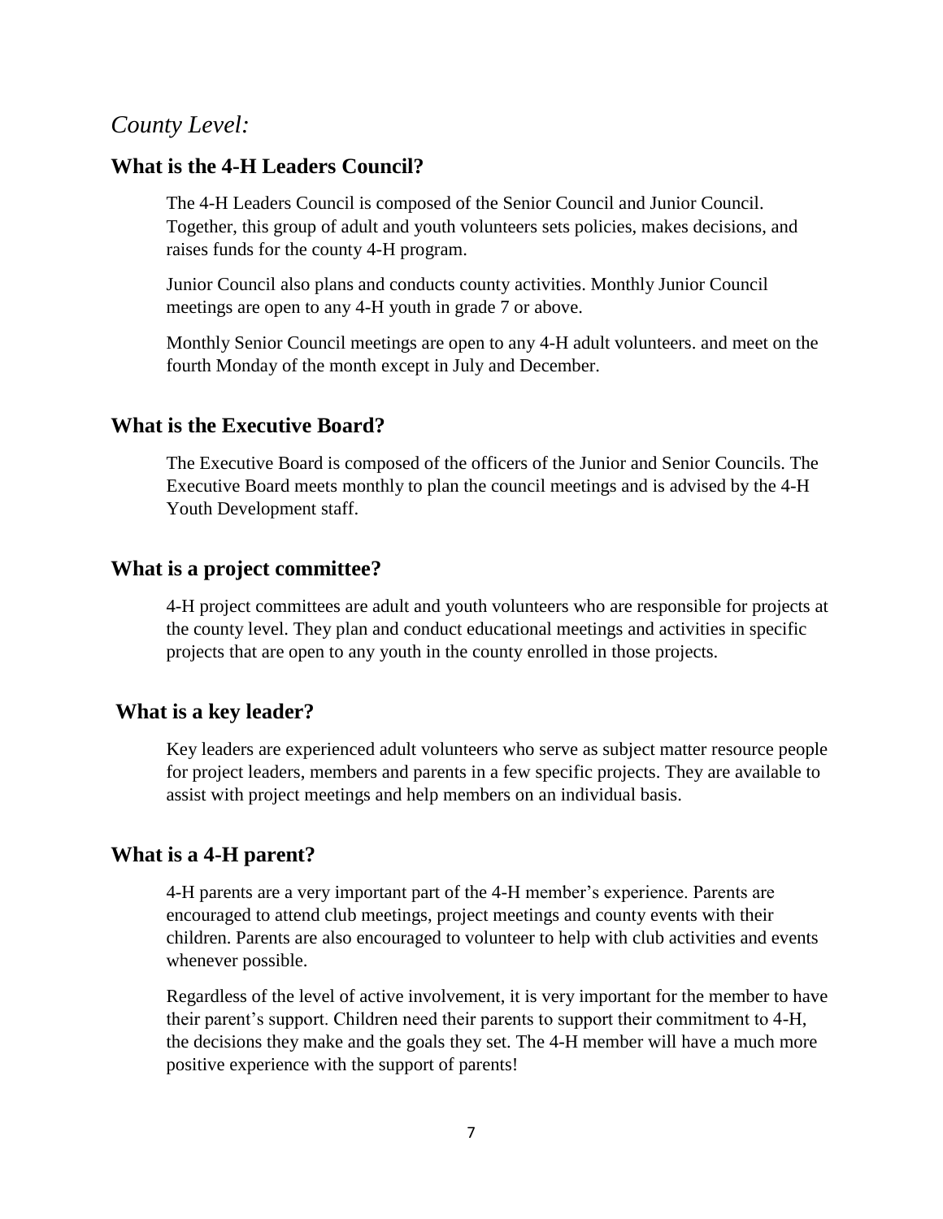## *County Level:*

### What is the 4-H Leaders Council?

The 4-H Leaders Council is composed of the Senior Council and Junior Council. Together, this group of adult and youth volunteers sets policies, makes decisions, and raises funds for the county 4-H program.

Junior Council also plans and conducts county activities. Monthly Junior Council meetings are open to any 4-H youth in grade 7 or above.

Monthly Senior Council meetings are open to any 4-H adult volunteers. and meet on the fourth Monday of the month except in July and December.

### What is the Executive Board?

The Executive Board is composed of the officers of the Junior and Senior Councils. The Executive Board meets monthly to plan the council meetings and is advised by the 4-H Youth Development staff.

### What is a project committee?

4-H project committees are adult and youth volunteers who are responsible for projects at the county level. They plan and conduct educational meetings and activities in specific projects that are open to any youth in the county enrolled in those projects.

### What is a key leader?

Key leaders are experienced adult volunteers who serve as subject matter resource people for project leaders, members and parents in a few specific projects. They are available to assist with project meetings and help members on an individual basis.

### What is a 4-H parent?

4-H parents are a very important part of the 4-H member's experience. Parents are encouraged to attend club meetings, project meetings and county events with their children. Parents are also encouraged to volunteer to help with club activities and events whenever possible.

Regardless of the level of active involvement, it is very important for the member to have their parent's support. Children need their parents to support their commitment to 4-H, the decisions they make and the goals they set. The 4-H member will have a much more positive experience with the support of parents!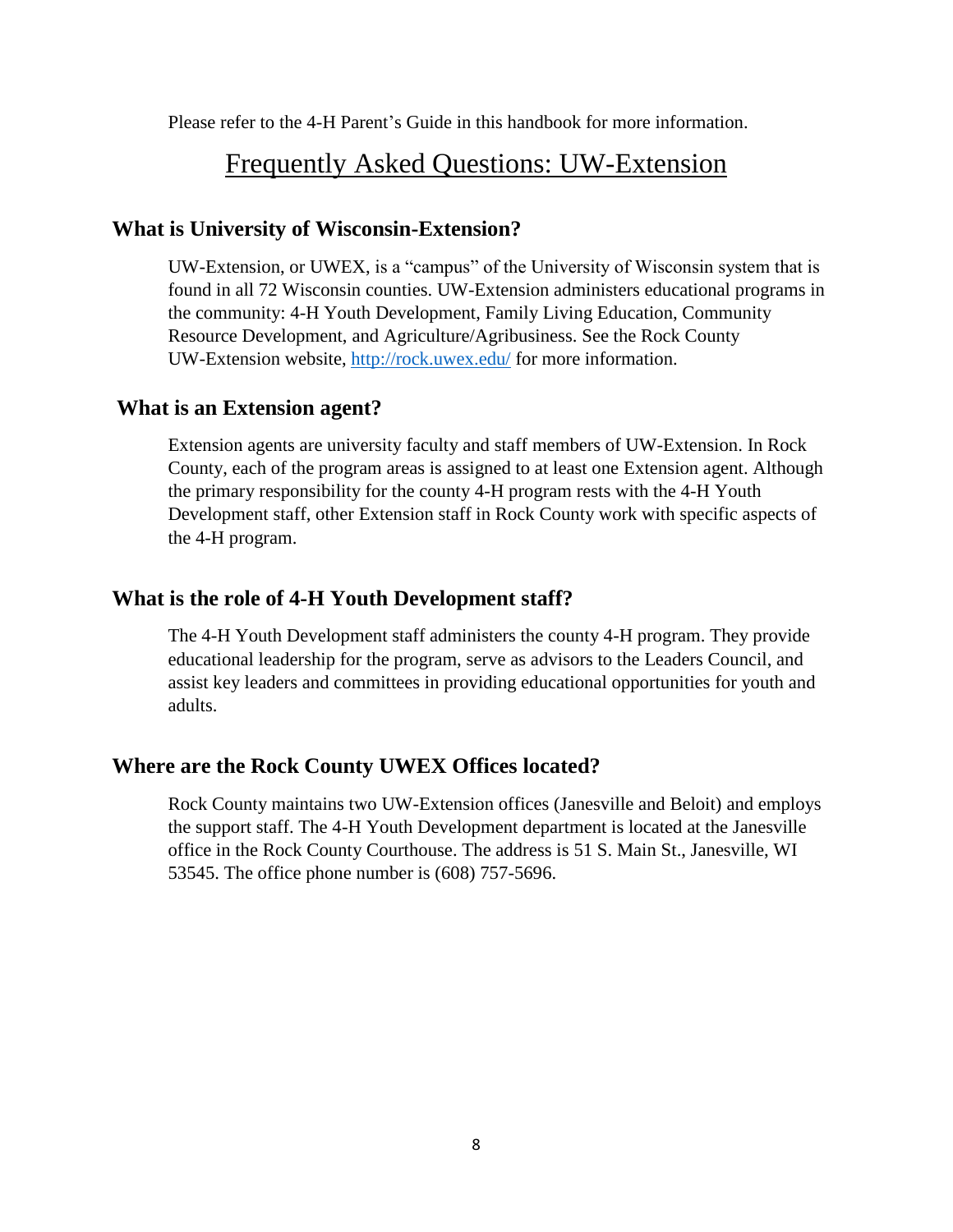Please refer to the 4-H Parent's Guide in this handbook for more information.

# Frequently Asked Questions: UW-Extension

### What is University of Wisconsin-Extension?

UW-Extension, or UWEX, is a "campus" of the University of Wisconsin system that is found in all 72 Wisconsin counties. UW-Extension administers educational programs in the community: 4-H Youth Development, Family Living Education, Community Resource Development, and Agriculture/Agribusiness. See the Rock County UW-Extension website, [http://rock.uwex.edu/](http://rock.uwex.edu/) for more information.

### What is an Extension agent?

Extension agents are university faculty and staff members of UW-Extension. In Rock County, each of the program areas is assigned to at least one Extension agent. Although the primary responsibility for the county 4-H program rests with the 4-H Youth Development staff, other Extension staff in Rock County work with specific aspects of the 4-H program.

### What is the role of 4-H Youth Development staff?

The 4-H Youth Development staff administers the county 4-H program. They provide educational leadership for the program, serve as advisors to the Leaders Council, and assist key leaders and committees in providing educational opportunities for youth and adults.

### Where are the Rock County UWEX Offices located?

Rock County maintains two UW-Extension offices (Janesville and Beloit) and employs the support staff. The 4-H Youth Development department is located at the Janesville office in the Rock County Courthouse. The address is 51 S. Main St., Janesville, WI 53545. The office phone number is (608) 757-5696.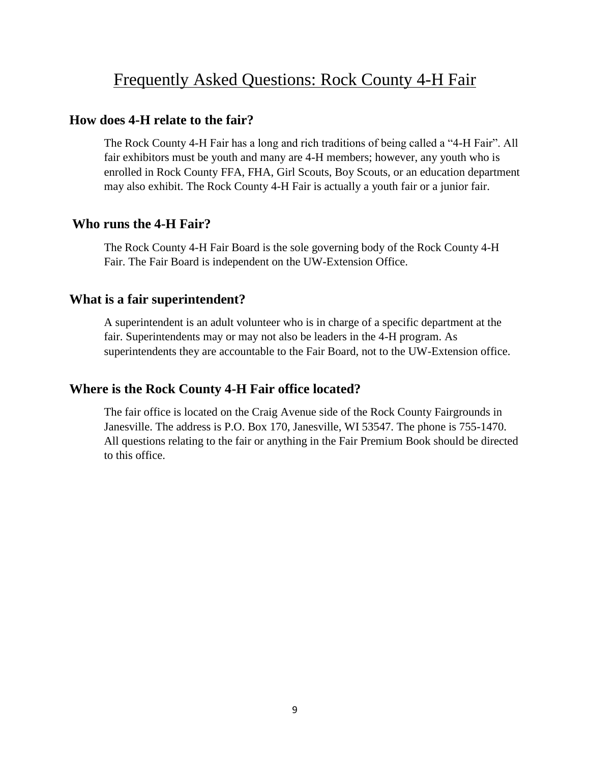# Frequently Asked Questions: Rock County 4-H Fair

## How does 4-H relate to the fair?

The Rock County 4-H Fair has a long and rich traditions of being called a "4-H Fair". All fair exhibitors must be youth and many are 4-H members; however, any youth who is enrolled in Rock County FFA, FHA, Girl Scouts, Boy Scouts, or an education department may also exhibit. The Rock County 4-H Fair is actually a youth fair or a junior fair.

## Who runs the 4-H Fair?

The Rock County 4-H Fair Board is the sole governing body of the Rock County 4-H Fair. The Fair Board is independent on the UW-Extension Office.

## What is a fair superintendent?

A superintendent is an adult volunteer who is in charge of a specific department at the fair. Superintendents may or may not also be leaders in the 4-H program. As superintendents they are accountable to the Fair Board, not to the UW-Extension office.

## Where is the Rock County 4-H Fair office located?

The fair office is located on the Craig Avenue side of the Rock County Fairgrounds in Janesville. The address is P.O. Box 170, Janesville, WI 53547. The phone is 755-1470. All questions relating to the fair or anything in the Fair Premium Book should be directed to this office.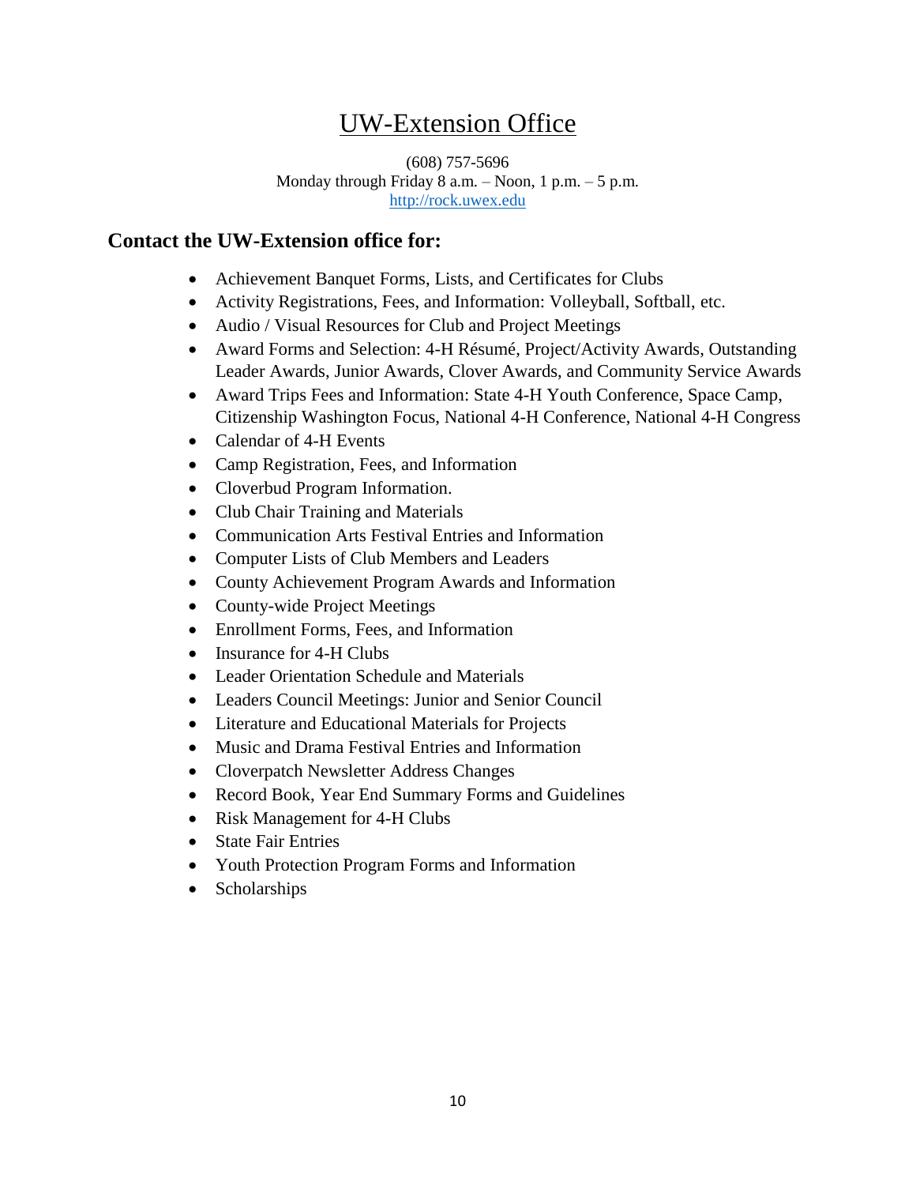# UW-Extension Office

(608) 757-5696
Monday through Friday 8 a.m. – Noon, 1 p.m. – 5 p.m.
http://rock.uwex.edu

## Contact the UW-Extension office for:

- Achievement Banquet Forms, Lists, and Certificates for Clubs
- Activity Registrations, Fees, and Information: Volleyball, Softball, etc.
- Audio / Visual Resources for Club and Project Meetings
- Award Forms and Selection: 4-H Résumé, Project/Activity Awards, Outstanding Leader Awards, Junior Awards, Clover Awards, and Community Service Awards
- Award Trips Fees and Information: State 4-H Youth Conference, Space Camp, Citizenship Washington Focus, National 4-H Conference, National 4-H Congress
- Calendar of 4-H Events
- Camp Registration, Fees, and Information
- Cloverbud Program Information.
- Club Chair Training and Materials
- Communication Arts Festival Entries and Information
- Computer Lists of Club Members and Leaders
- County Achievement Program Awards and Information
- County-wide Project Meetings
- Enrollment Forms, Fees, and Information
- Insurance for 4-H Clubs
- Leader Orientation Schedule and Materials
- Leaders Council Meetings: Junior and Senior Council
- Literature and Educational Materials for Projects
- Music and Drama Festival Entries and Information
- Cloverpatch Newsletter Address Changes
- Record Book, Year End Summary Forms and Guidelines
- Risk Management for 4-H Clubs
- State Fair Entries
- Youth Protection Program Forms and Information
- Scholarships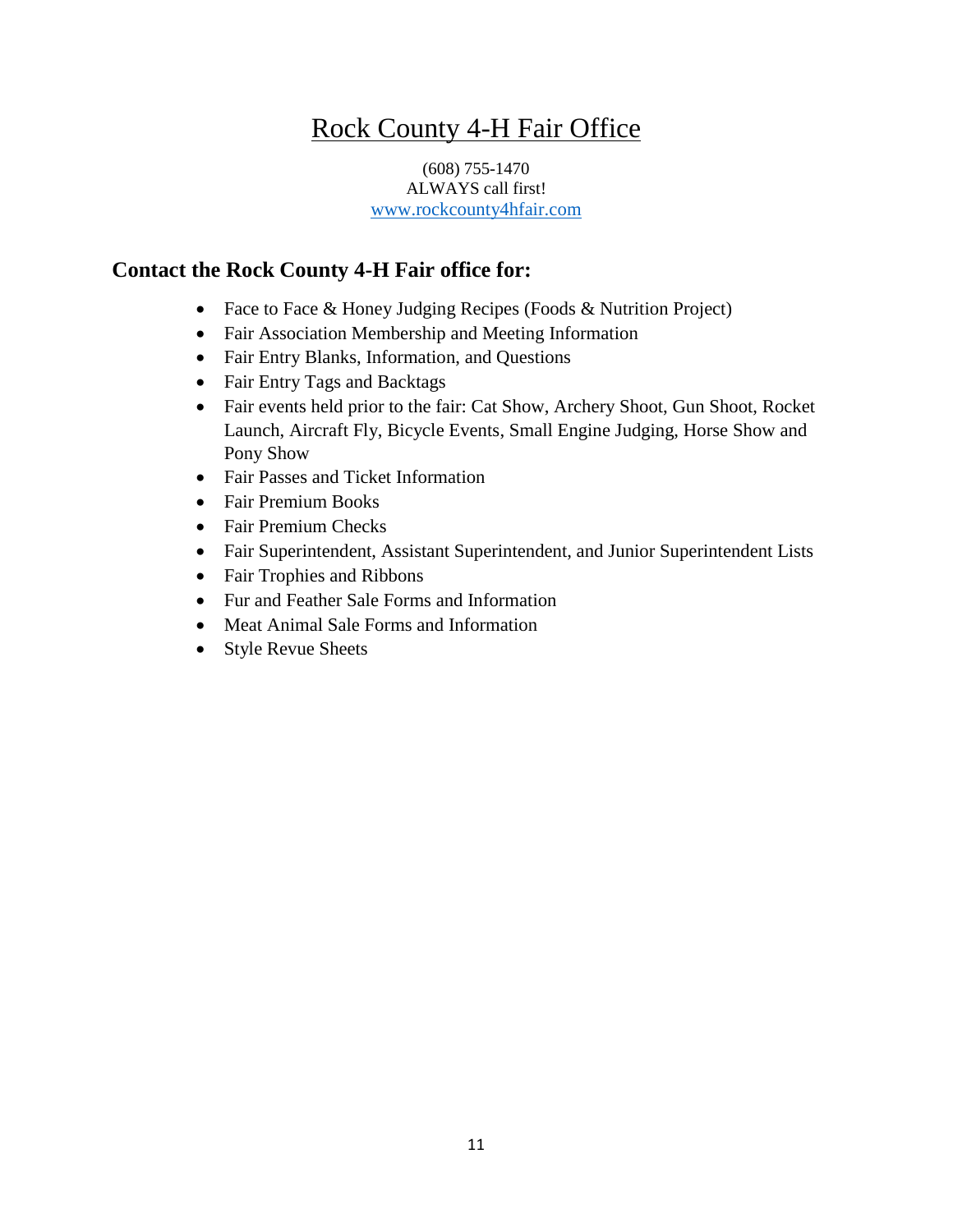# Rock County 4-H Fair Office

(608) 755-1470
ALWAYS call first!
www.rockcounty4hfair.com

## Contact the Rock County 4-H Fair office for:

- Face to Face & Honey Judging Recipes (Foods & Nutrition Project)
- Fair Association Membership and Meeting Information
- Fair Entry Blanks, Information, and Questions
- Fair Entry Tags and Backtags
- Fair events held prior to the fair: Cat Show, Archery Shoot, Gun Shoot, Rocket Launch, Aircraft Fly, Bicycle Events, Small Engine Judging, Horse Show and Pony Show
- Fair Passes and Ticket Information
- Fair Premium Books
- Fair Premium Checks
- Fair Superintendent, Assistant Superintendent, and Junior Superintendent Lists
- Fair Trophies and Ribbons
- Fur and Feather Sale Forms and Information
- Meat Animal Sale Forms and Information
- Style Revue Sheets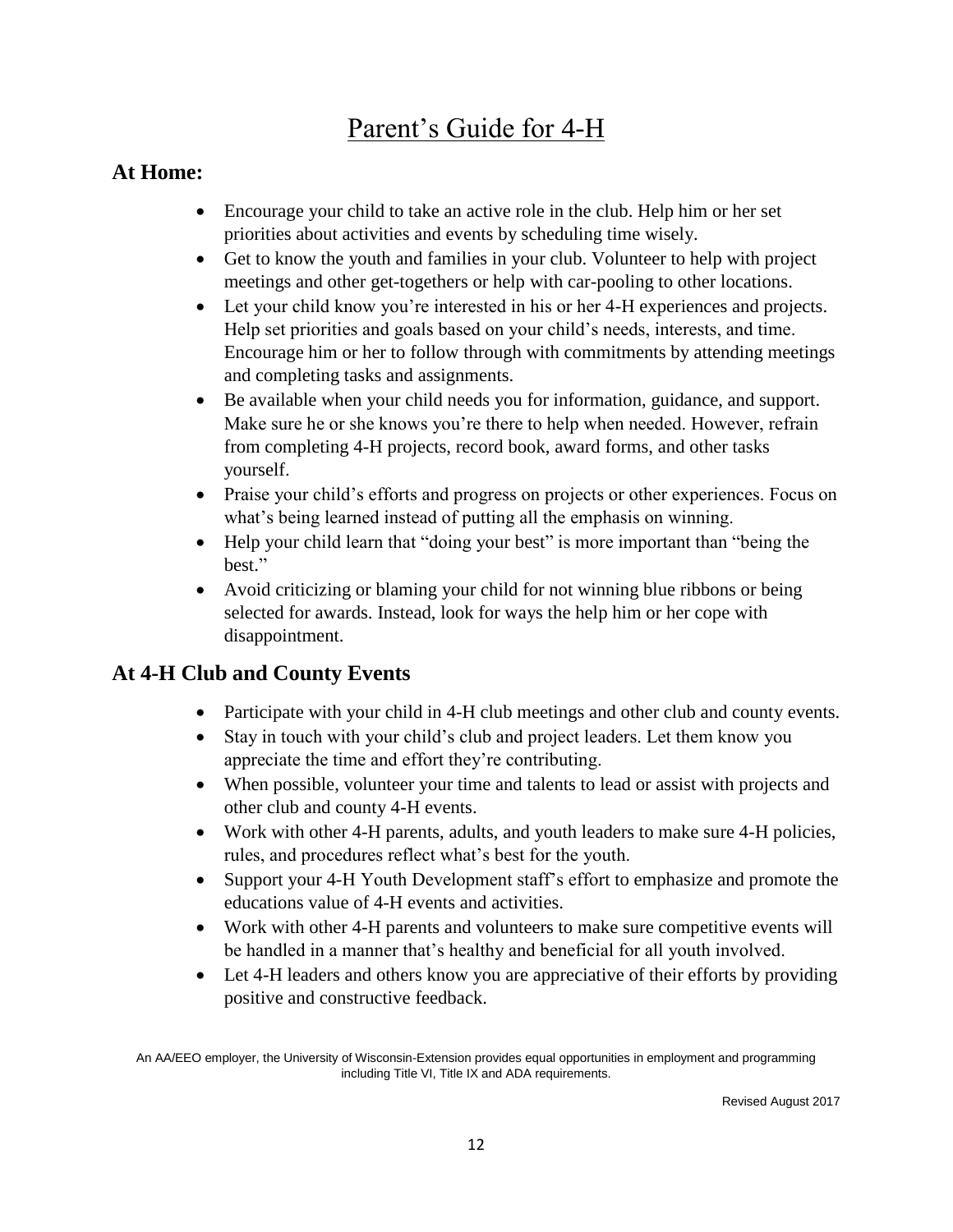# Parent's Guide for 4-H

## At Home:

- Encourage your child to take an active role in the club. Help him or her set priorities about activities and events by scheduling time wisely.
- Get to know the youth and families in your club. Volunteer to help with project meetings and other get-togethers or help with car-pooling to other locations.
- Let your child know you're interested in his or her 4-H experiences and projects. Help set priorities and goals based on your child's needs, interests, and time. Encourage him or her to follow through with commitments by attending meetings and completing tasks and assignments.
- Be available when your child needs you for information, guidance, and support. Make sure he or she knows you're there to help when needed. However, refrain from completing 4-H projects, record book, award forms, and other tasks yourself.
- Praise your child's efforts and progress on projects or other experiences. Focus on what's being learned instead of putting all the emphasis on winning.
- Help your child learn that "doing your best" is more important than "being the best."
- Avoid criticizing or blaming your child for not winning blue ribbons or being selected for awards. Instead, look for ways the help him or her cope with disappointment.

## At 4-H Club and County Events

- Participate with your child in 4-H club meetings and other club and county events.
- Stay in touch with your child's club and project leaders. Let them know you appreciate the time and effort they're contributing.
- When possible, volunteer your time and talents to lead or assist with projects and other club and county 4-H events.
- Work with other 4-H parents, adults, and youth leaders to make sure 4-H policies, rules, and procedures reflect what's best for the youth.
- Support your 4-H Youth Development staff's effort to emphasize and promote the educations value of 4-H events and activities.
- Work with other 4-H parents and volunteers to make sure competitive events will be handled in a manner that's healthy and beneficial for all youth involved.
- Let 4-H leaders and others know you are appreciative of their efforts by providing positive and constructive feedback.

An AA/EEO employer, the University of Wisconsin-Extension provides equal opportunities in employment and programming including Title VI, Title IX and ADA requirements.

Revised August 2017